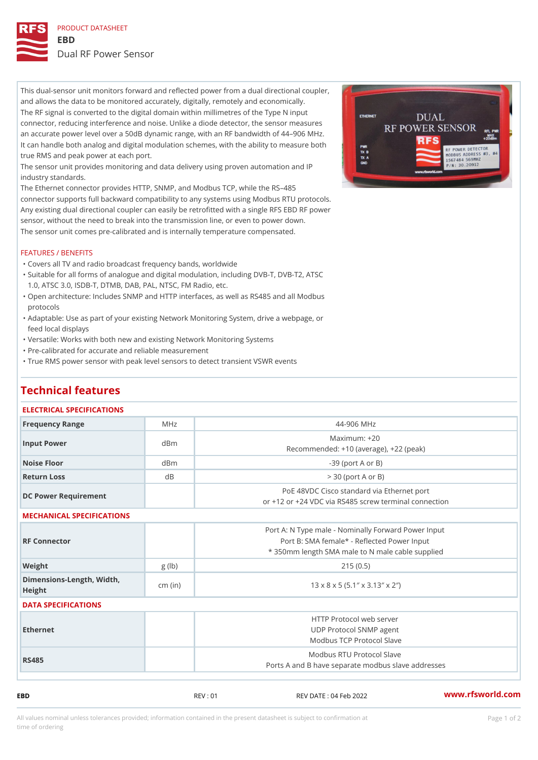PRODUCT DATASHEET

# EBD

## Dual RF Power Sensor

This dual-sensor unit monitors forward and reflected power from a dual directional coupler, and allows the data to be monitored accurately, digitally, remotely and economically.
The RF signal is converted to the digital domain within millimetres of the Type N input connector, reducing interference and noise. Unlike a diode detector, the sensor measures an accurate power level over a 50dB dynamic range, with an RF bandwidth of 44–906 MHz.
It can handle both analog and digital modulation schemes, with the ability to measure both true RMS and peak power at each port.
The sensor unit provides monitoring and data delivery using proven automation and IP industry standards.
The Ethernet connector provides HTTP, SNMP, and Modbus TCP, while the RS–485 connector supports full backward compatibility to any systems using Modbus RTU protocols.
Any existing dual directional coupler can easily be retrofitted with a single RFS EBD RF power sensor, without the need to break into the transmission line, or even to power down.
The sensor unit comes pre-calibrated and is internally temperature compensated.

### FEATURES / BENEFITS

- Covers all TV and radio broadcast frequency bands, worldwide
- Suitable for all forms of analogue and digital modulation, including DVB-T, DVB-T2, ATSC 1.0, ATSC 3.0, ISDB-T, DTMB, DAB, PAL, NTSC, FM Radio, etc.
- Open architecture: Includes SNMP and HTTP interfaces, as well as RS485 and all Modbus protocols
- Adaptable: Use as part of your existing Network Monitoring System, drive a webpage, or feed local displays
- Versatile: Works with both new and existing Network Monitoring Systems
- Pre-calibrated for accurate and reliable measurement
- True RMS power sensor with peak level sensors to detect transient VSWR events

## Technical features

### ELECTRICAL SPECIFICATIONS

| | | |
|---|---|---|
| Frequency Range | MHz | 44-906 MHz |
| Input Power | dBm | Maximum: +20<br>Recommended: +10 (average), +22 (peak) |
| Noise Floor | dBm | -39 (port A or B) |
| Return Loss | dB | > 30 (port A or B) |
| DC Power Requirement | | PoE 48VDC Cisco standard via Ethernet port<br>or +12 or +24 VDC via RS485 screw terminal connection |

### MECHANICAL SPECIFICATIONS

| | | |
|---|---|---|
| RF Connector | | Port A: N Type male - Nominally Forward Power Input<br>Port B: SMA female* - Reflected Power Input<br>* 350mm length SMA male to N male cable supplied |
| Weight | g (lb) | 215 (0.5) |
| Dimensions-Length, Width, Height | cm (in) | 13 x 8 x 5 (5.1″ x 3.13″ x 2″) |

### DATA SPECIFICATIONS

| | | |
|---|---|---|
| Ethernet | | HTTP Protocol web server<br>UDP Protocol SNMP agent<br>Modbus TCP Protocol Slave |
| RS485 | | Modbus RTU Protocol Slave<br>Ports A and B have separate modbus slave addresses |

EBD REV : 01 REV DATE : 04 Feb 2022 www.rfsworld.com

All values nominal unless tolerances provided; information contained in the present datasheet is subject to confirmation at time of ordering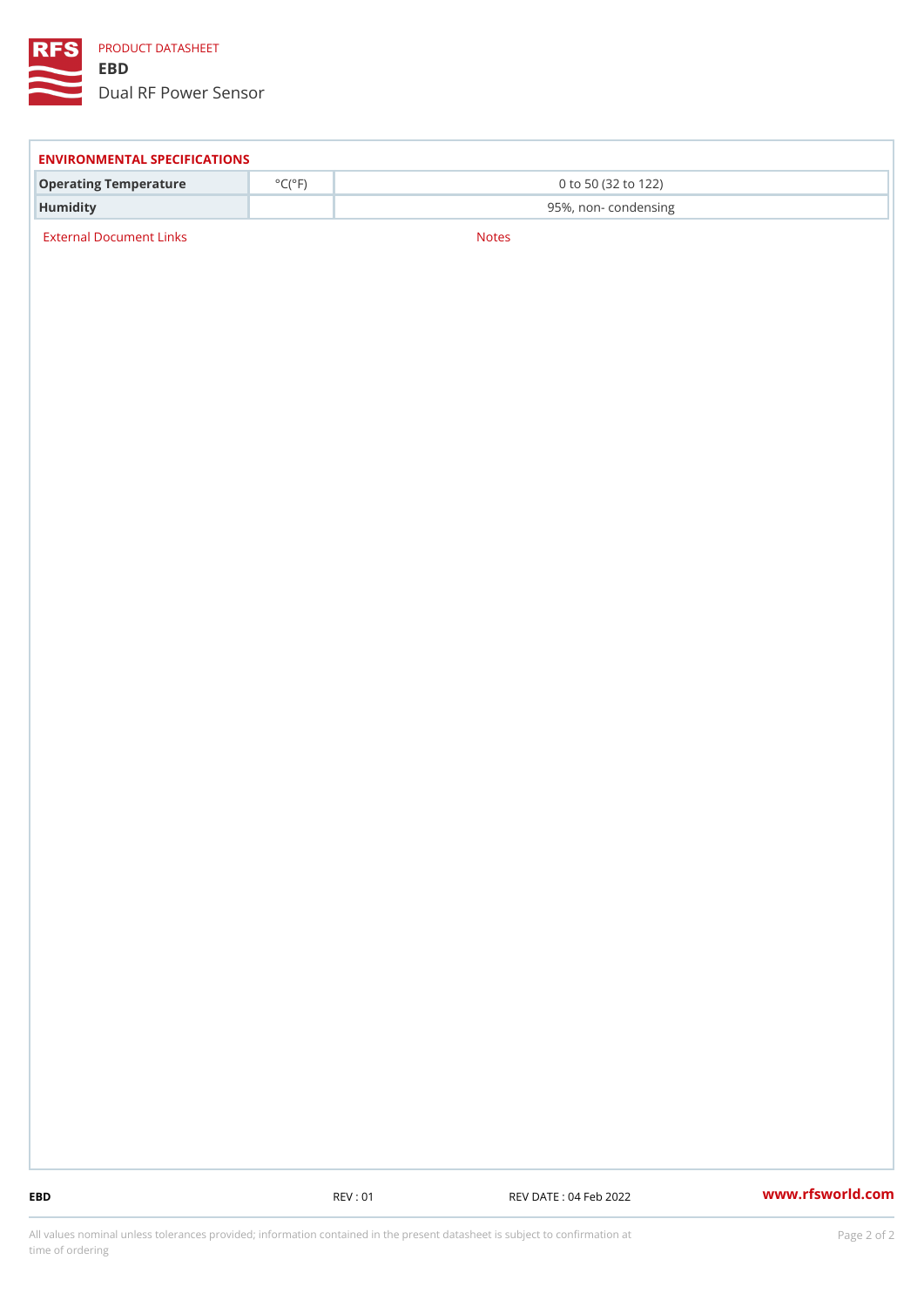## ENVIRONMENTAL SPECIFICATIONS

| | | |
|---|---|---|
| **Operating Temperature** | °C(°F) | 0 to 50 (32 to 122) |
| **Humidity** | | 95%, non- condensing |

External Document Links

Notes